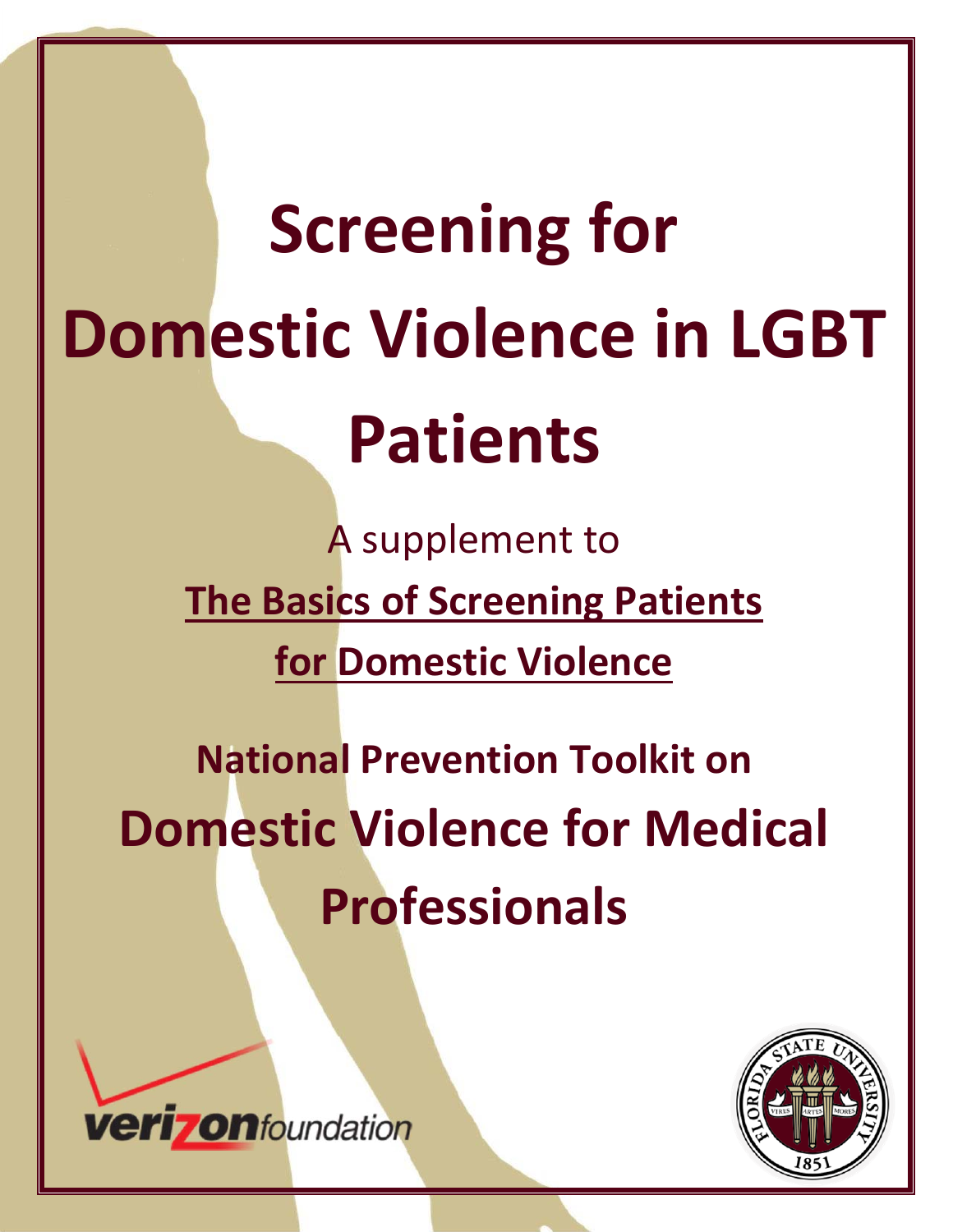# Screening for Domestic Violence in LGBT Patients

A supplement to

**The Basics of Screening Patients for Domestic Violence**

## National Prevention Toolkit on Domestic Violence for Medical Professionals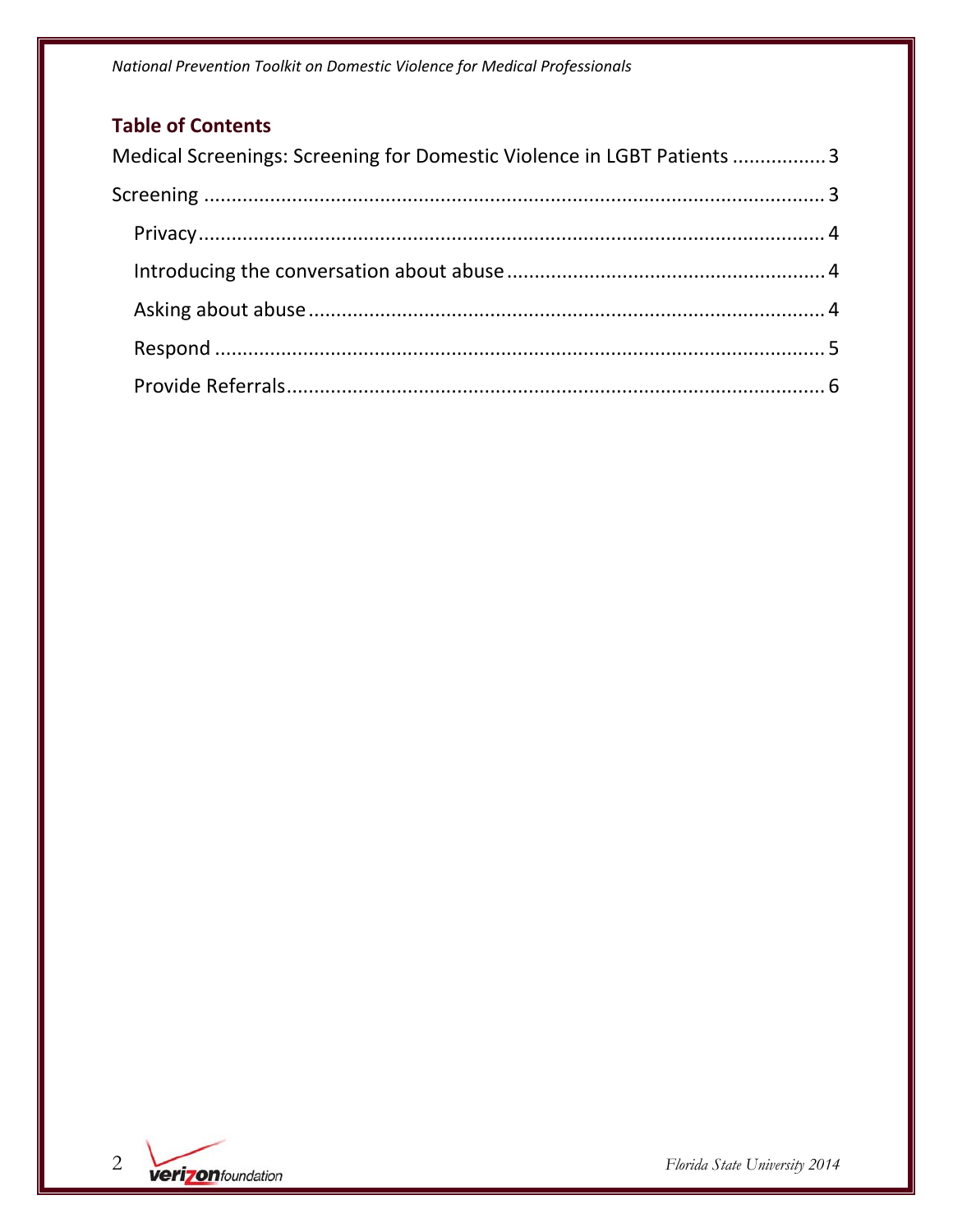## Table of Contents

Medical Screenings: Screening for Domestic Violence in LGBT Patients ................. 3

Screening ................................................................................................................. 3

- Privacy ................................................................................................................. 4
- Introducing the conversation about abuse .......................................................... 4
- Asking about abuse ............................................................................................. 4
- Respond ............................................................................................................... 5
- Provide Referrals .................................................................................................. 6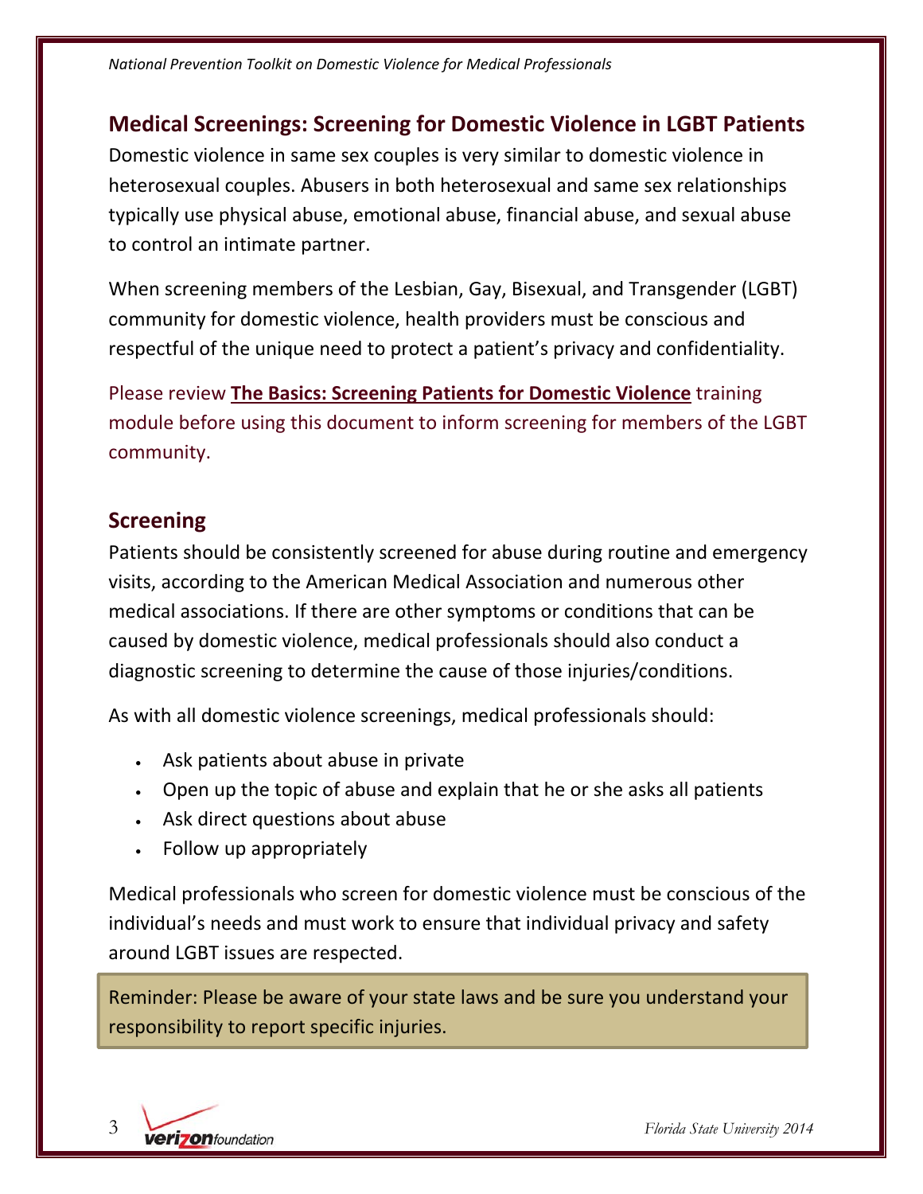## Medical Screenings: Screening for Domestic Violence in LGBT Patients

Domestic violence in same sex couples is very similar to domestic violence in heterosexual couples. Abusers in both heterosexual and same sex relationships typically use physical abuse, emotional abuse, financial abuse, and sexual abuse to control an intimate partner.

When screening members of the Lesbian, Gay, Bisexual, and Transgender (LGBT) community for domestic violence, health providers must be conscious and respectful of the unique need to protect a patient's privacy and confidentiality.

Please review **The Basics: Screening Patients for Domestic Violence** training module before using this document to inform screening for members of the LGBT community.

## Screening

Patients should be consistently screened for abuse during routine and emergency visits, according to the American Medical Association and numerous other medical associations. If there are other symptoms or conditions that can be caused by domestic violence, medical professionals should also conduct a diagnostic screening to determine the cause of those injuries/conditions.

As with all domestic violence screenings, medical professionals should:

- Ask patients about abuse in private
- Open up the topic of abuse and explain that he or she asks all patients
- Ask direct questions about abuse
- Follow up appropriately

Medical professionals who screen for domestic violence must be conscious of the individual's needs and must work to ensure that individual privacy and safety around LGBT issues are respected.

> Reminder: Please be aware of your state laws and be sure you understand your responsibility to report specific injuries.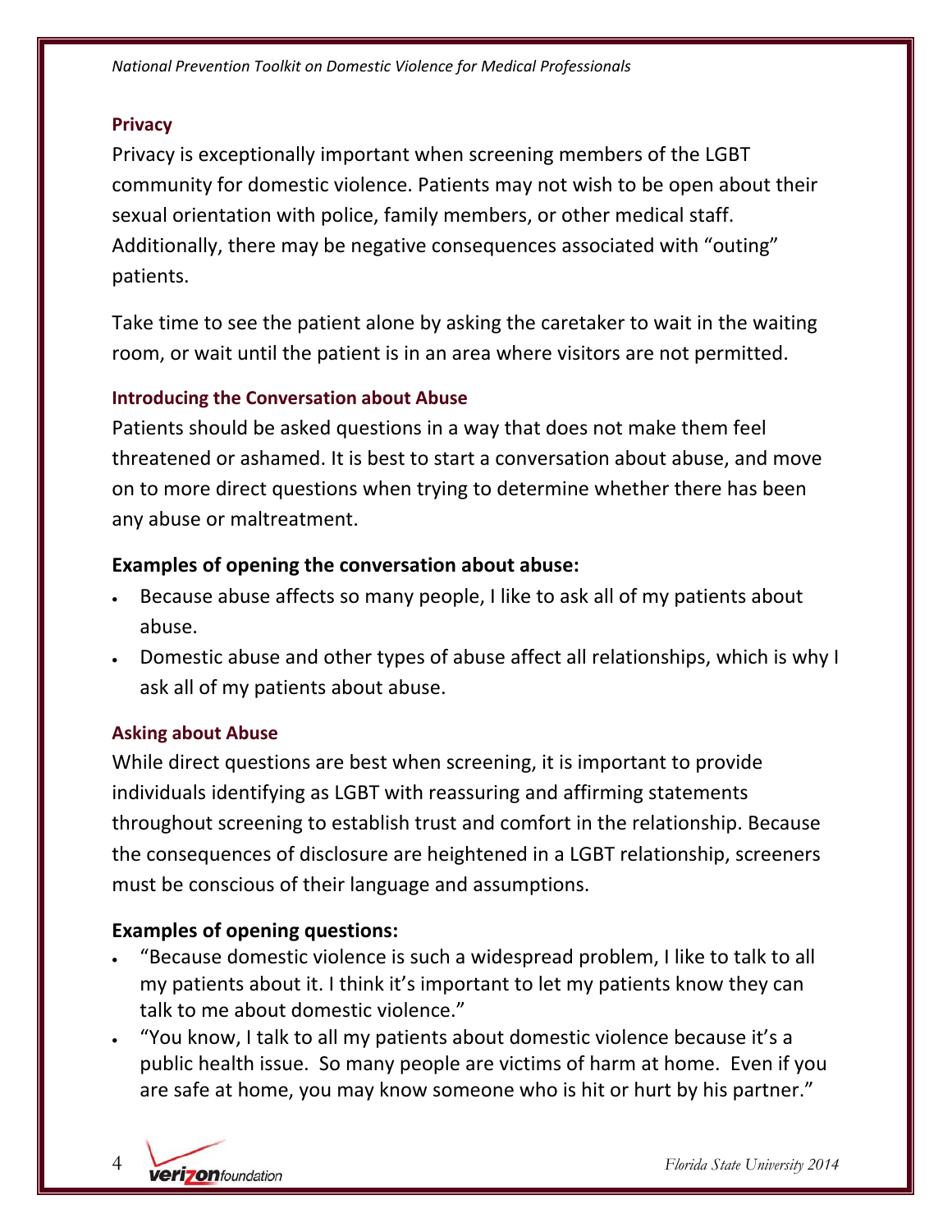### Privacy

Privacy is exceptionally important when screening members of the LGBT community for domestic violence. Patients may not wish to be open about their sexual orientation with police, family members, or other medical staff. Additionally, there may be negative consequences associated with "outing" patients.

Take time to see the patient alone by asking the caretaker to wait in the waiting room, or wait until the patient is in an area where visitors are not permitted.

### Introducing the Conversation about Abuse

Patients should be asked questions in a way that does not make them feel threatened or ashamed. It is best to start a conversation about abuse, and move on to more direct questions when trying to determine whether there has been any abuse or maltreatment.

**Examples of opening the conversation about abuse:**

- Because abuse affects so many people, I like to ask all of my patients about abuse.
- Domestic abuse and other types of abuse affect all relationships, which is why I ask all of my patients about abuse.

### Asking about Abuse

While direct questions are best when screening, it is important to provide individuals identifying as LGBT with reassuring and affirming statements throughout screening to establish trust and comfort in the relationship. Because the consequences of disclosure are heightened in a LGBT relationship, screeners must be conscious of their language and assumptions.

**Examples of opening questions:**

- "Because domestic violence is such a widespread problem, I like to talk to all my patients about it. I think it's important to let my patients know they can talk to me about domestic violence."
- "You know, I talk to all my patients about domestic violence because it's a public health issue. So many people are victims of harm at home. Even if you are safe at home, you may know someone who is hit or hurt by his partner."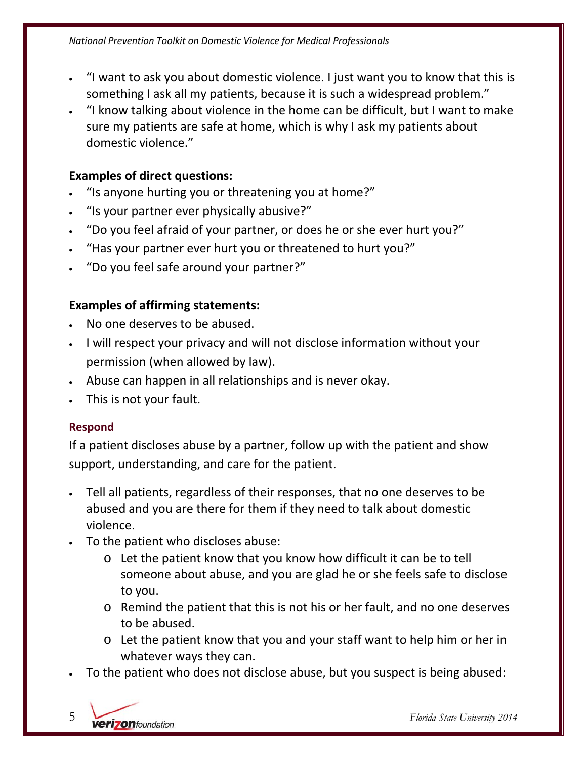- "I want to ask you about domestic violence. I just want you to know that this is something I ask all my patients, because it is such a widespread problem."
- "I know talking about violence in the home can be difficult, but I want to make sure my patients are safe at home, which is why I ask my patients about domestic violence."

**Examples of direct questions:**

- "Is anyone hurting you or threatening you at home?"
- "Is your partner ever physically abusive?"
- "Do you feel afraid of your partner, or does he or she ever hurt you?"
- "Has your partner ever hurt you or threatened to hurt you?"
- "Do you feel safe around your partner?"

**Examples of affirming statements:**

- No one deserves to be abused.
- I will respect your privacy and will not disclose information without your permission (when allowed by law).
- Abuse can happen in all relationships and is never okay.
- This is not your fault.

### Respond

If a patient discloses abuse by a partner, follow up with the patient and show support, understanding, and care for the patient.

- Tell all patients, regardless of their responses, that no one deserves to be abused and you are there for them if they need to talk about domestic violence.
- To the patient who discloses abuse:
  - Let the patient know that you know how difficult it can be to tell someone about abuse, and you are glad he or she feels safe to disclose to you.
  - Remind the patient that this is not his or her fault, and no one deserves to be abused.
  - Let the patient know that you and your staff want to help him or her in whatever ways they can.
- To the patient who does not disclose abuse, but you suspect is being abused: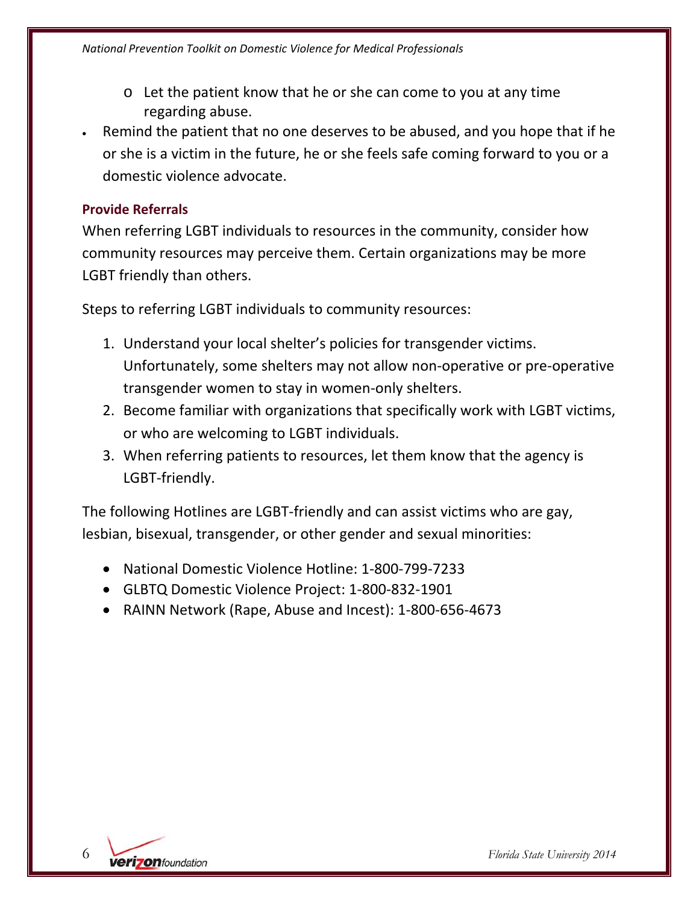- Let the patient know that he or she can come to you at any time regarding abuse.
- Remind the patient that no one deserves to be abused, and you hope that if he or she is a victim in the future, he or she feels safe coming forward to you or a domestic violence advocate.

### Provide Referrals

When referring LGBT individuals to resources in the community, consider how community resources may perceive them. Certain organizations may be more LGBT friendly than others.

Steps to referring LGBT individuals to community resources:

1. Understand your local shelter's policies for transgender victims. Unfortunately, some shelters may not allow non-operative or pre-operative transgender women to stay in women-only shelters.
2. Become familiar with organizations that specifically work with LGBT victims, or who are welcoming to LGBT individuals.
3. When referring patients to resources, let them know that the agency is LGBT-friendly.

The following Hotlines are LGBT-friendly and can assist victims who are gay, lesbian, bisexual, transgender, or other gender and sexual minorities:

- National Domestic Violence Hotline: 1-800-799-7233
- GLBTQ Domestic Violence Project: 1-800-832-1901
- RAINN Network (Rape, Abuse and Incest): 1-800-656-4673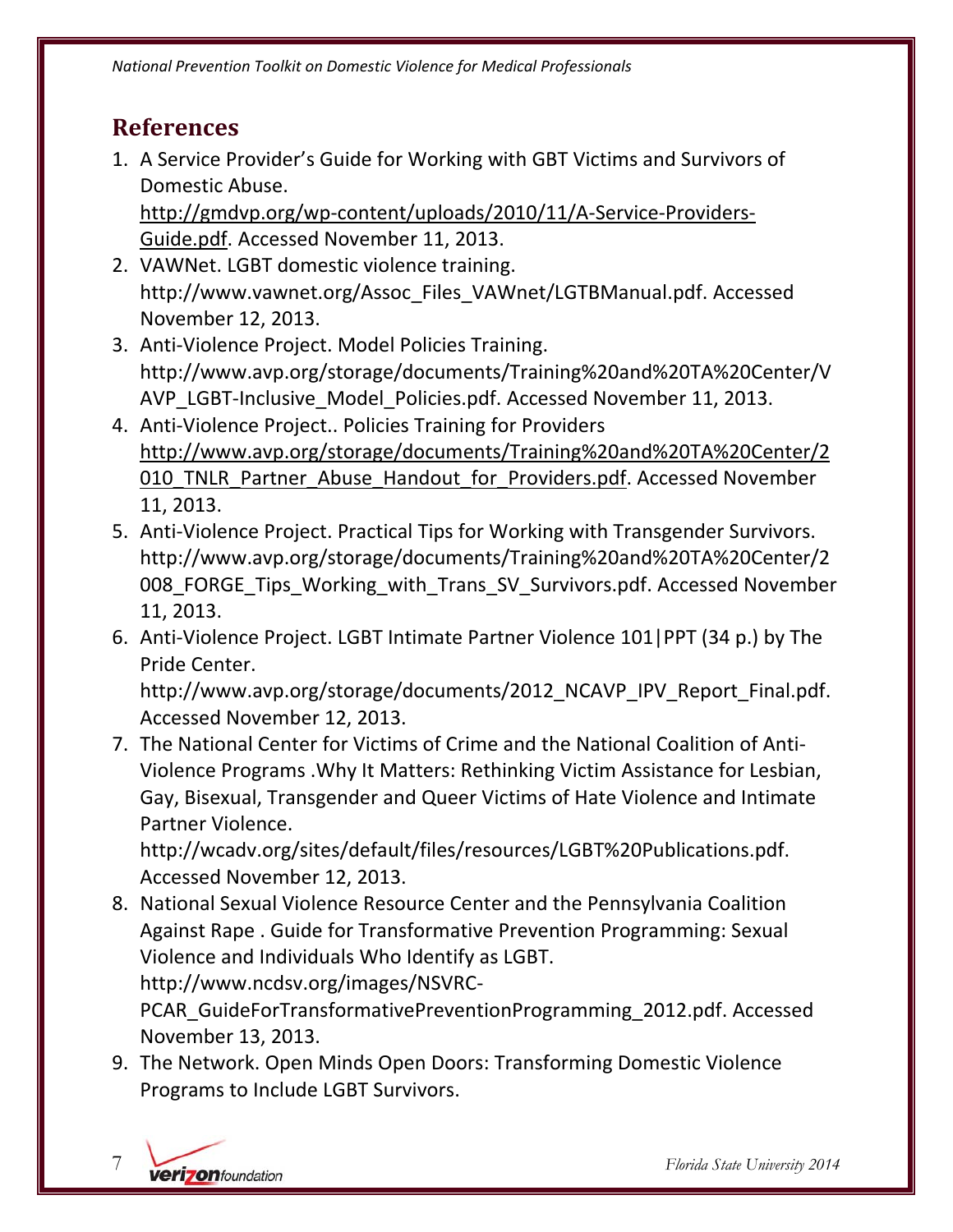## References

1. A Service Provider's Guide for Working with GBT Victims and Survivors of Domestic Abuse. http://gmdvp.org/wp-content/uploads/2010/11/A-Service-Providers-Guide.pdf. Accessed November 11, 2013.
2. VAWNet. LGBT domestic violence training. http://www.vawnet.org/Assoc_Files_VAWnet/LGTBManual.pdf. Accessed November 12, 2013.
3. Anti-Violence Project. Model Policies Training. http://www.avp.org/storage/documents/Training%20and%20TA%20Center/VAVP_LGBT-Inclusive_Model_Policies.pdf. Accessed November 11, 2013.
4. Anti-Violence Project.. Policies Training for Providers http://www.avp.org/storage/documents/Training%20and%20TA%20Center/2010_TNLR_Partner_Abuse_Handout_for_Providers.pdf. Accessed November 11, 2013.
5. Anti-Violence Project. Practical Tips for Working with Transgender Survivors. http://www.avp.org/storage/documents/Training%20and%20TA%20Center/2008_FORGE_Tips_Working_with_Trans_SV_Survivors.pdf. Accessed November 11, 2013.
6. Anti-Violence Project. LGBT Intimate Partner Violence 101|PPT (34 p.) by The Pride Center. http://www.avp.org/storage/documents/2012_NCAVP_IPV_Report_Final.pdf. Accessed November 12, 2013.
7. The National Center for Victims of Crime and the National Coalition of Anti-Violence Programs .Why It Matters: Rethinking Victim Assistance for Lesbian, Gay, Bisexual, Transgender and Queer Victims of Hate Violence and Intimate Partner Violence. http://wcadv.org/sites/default/files/resources/LGBT%20Publications.pdf. Accessed November 12, 2013.
8. National Sexual Violence Resource Center and the Pennsylvania Coalition Against Rape . Guide for Transformative Prevention Programming: Sexual Violence and Individuals Who Identify as LGBT. http://www.ncdsv.org/images/NSVRC-PCAR_GuideForTransformativePreventionProgramming_2012.pdf. Accessed November 13, 2013.
9. The Network. Open Minds Open Doors: Transforming Domestic Violence Programs to Include LGBT Survivors.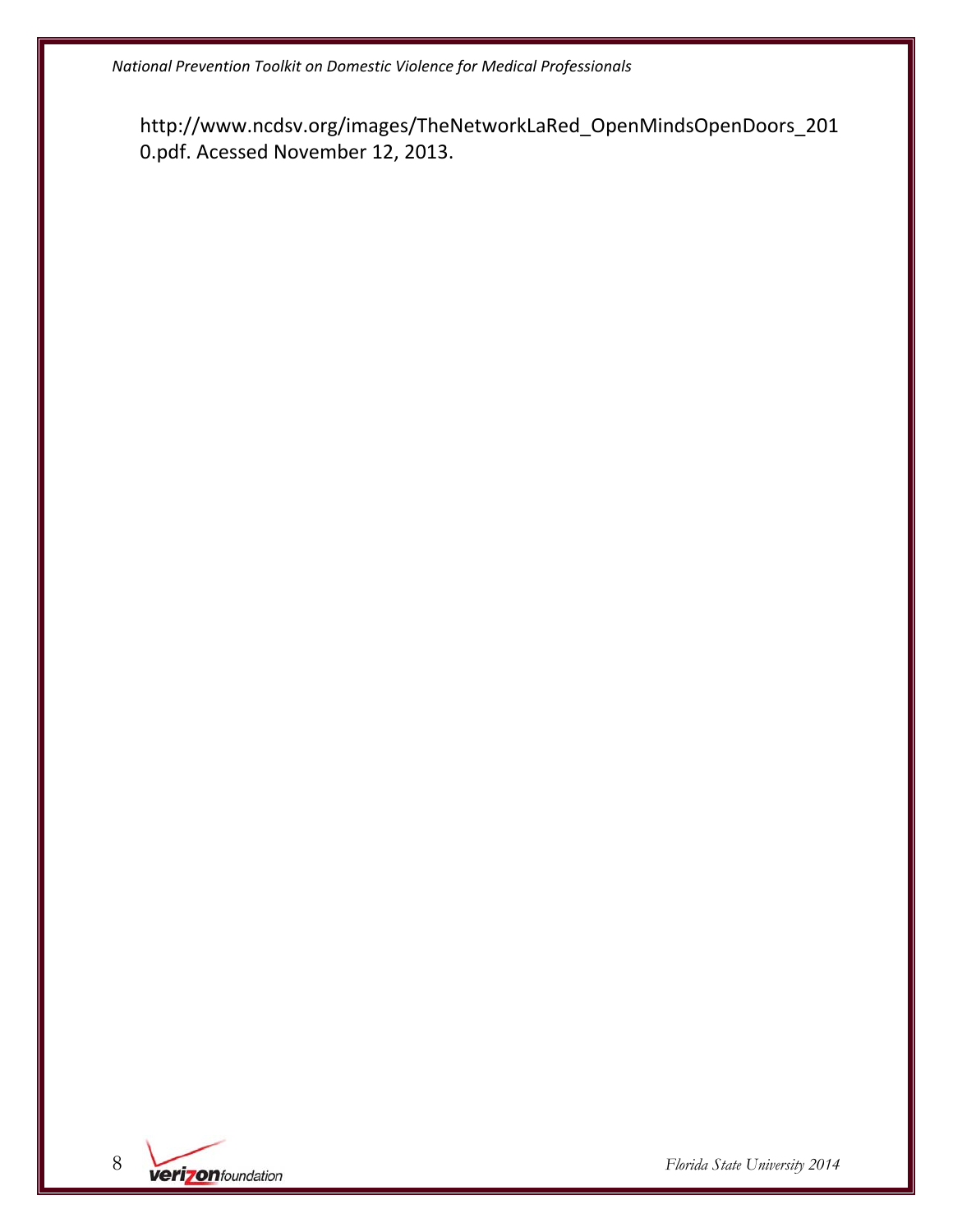http://www.ncdsv.org/images/TheNetworkLaRed_OpenMindsOpenDoors_2010.pdf. Acessed November 12, 2013.